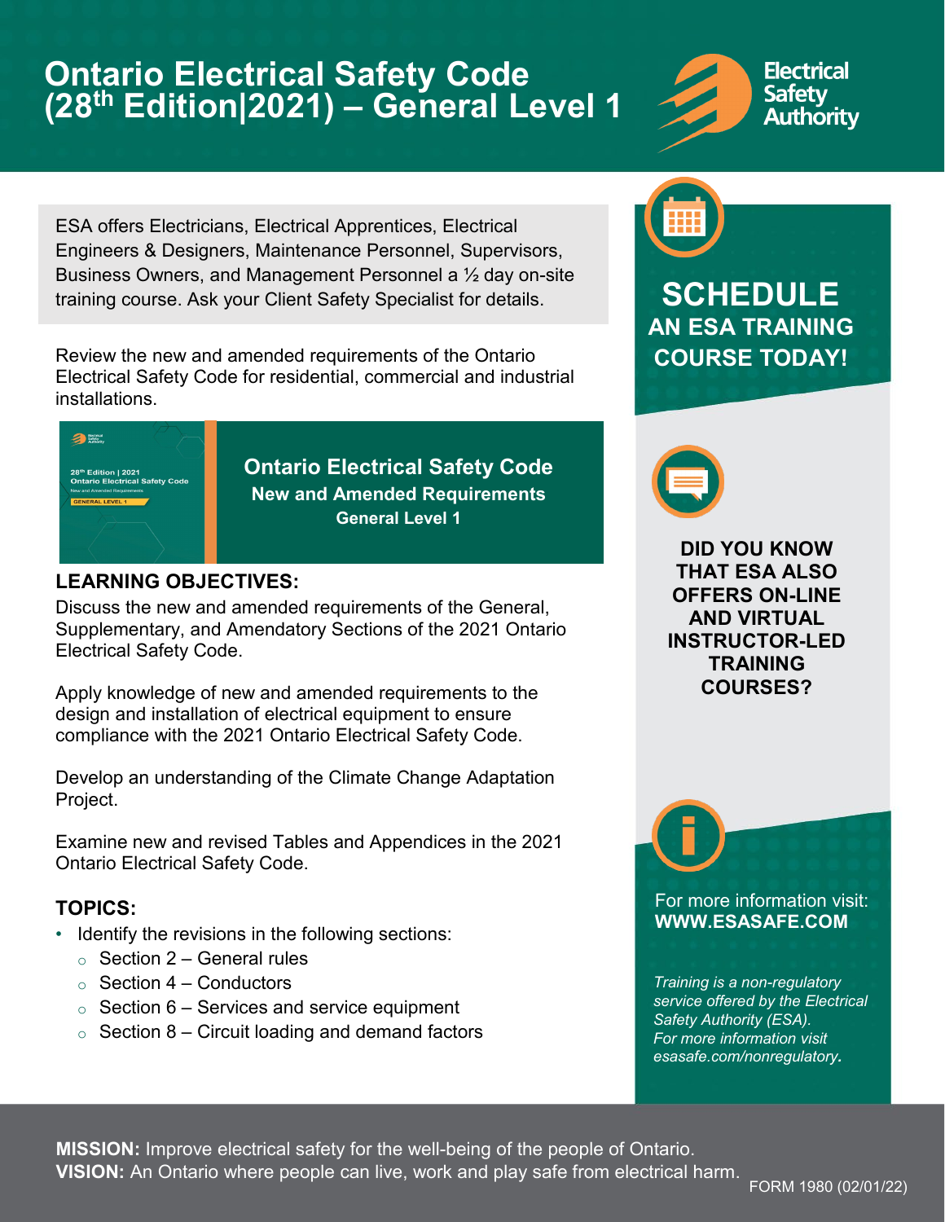# Ontario Electrical Safety Code (28th Edition|2021) – General Level 1

Electrical Safety Authority

ESA offers Electricians, Electrical Apprentices, Electrical Engineers & Designers, Maintenance Personnel, Supervisors, Business Owners, and Management Personnel a ½ day on-site training course. Ask your Client Safety Specialist for details.

Review the new and amended requirements of the Ontario Electrical Safety Code for residential, commercial and industrial installations.

28th Edition | 2021
Ontario Electrical Safety Code
New and Amended Requirements
GENERAL LEVEL 1

**Ontario Electrical Safety Code**
**New and Amended Requirements**
**General Level 1**

## LEARNING OBJECTIVES:

Discuss the new and amended requirements of the General, Supplementary, and Amendatory Sections of the 2021 Ontario Electrical Safety Code.

Apply knowledge of new and amended requirements to the design and installation of electrical equipment to ensure compliance with the 2021 Ontario Electrical Safety Code.

Develop an understanding of the Climate Change Adaptation Project.

Examine new and revised Tables and Appendices in the 2021 Ontario Electrical Safety Code.

## TOPICS:

- Identify the revisions in the following sections:
  - Section 2 – General rules
  - Section 4 – Conductors
  - Section 6 – Services and service equipment
  - Section 8 – Circuit loading and demand factors

## SCHEDULE AN ESA TRAINING COURSE TODAY!

**DID YOU KNOW THAT ESA ALSO OFFERS ON-LINE AND VIRTUAL INSTRUCTOR-LED TRAINING COURSES?**

For more information visit:
**WWW.ESASAFE.COM**

*Training is a non-regulatory service offered by the Electrical Safety Authority (ESA). For more information visit esasafe.com/nonregulatory.*

**MISSION:** Improve electrical safety for the well-being of the people of Ontario.
**VISION:** An Ontario where people can live, work and play safe from electrical harm.

FORM 1980 (02/01/22)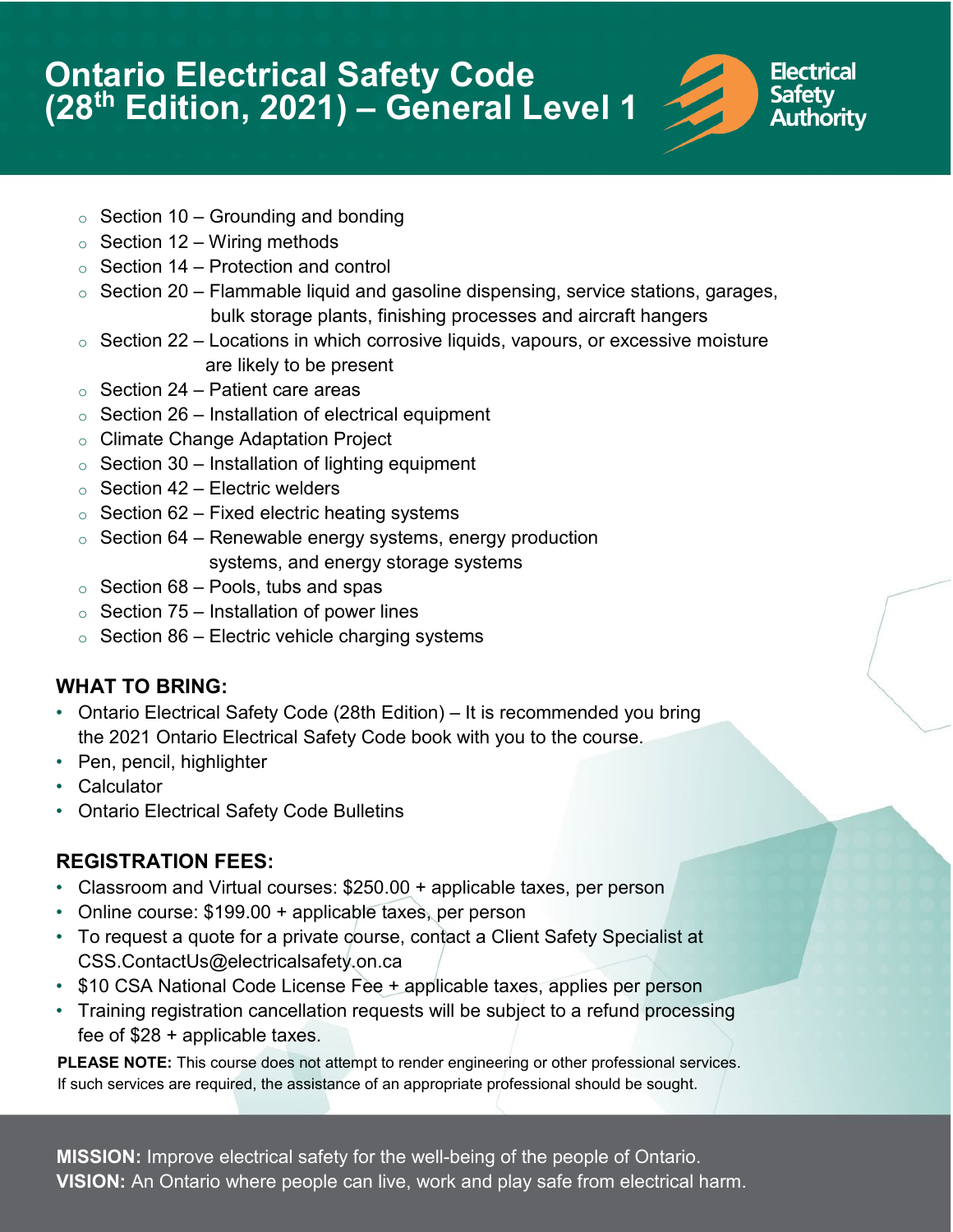# Ontario Electrical Safety Code (28th Edition, 2021) – General Level 1

- Section 10 – Grounding and bonding
- Section 12 – Wiring methods
- Section 14 – Protection and control
- Section 20 – Flammable liquid and gasoline dispensing, service stations, garages, bulk storage plants, finishing processes and aircraft hangers
- Section 22 – Locations in which corrosive liquids, vapours, or excessive moisture are likely to be present
- Section 24 – Patient care areas
- Section 26 – Installation of electrical equipment
- Climate Change Adaptation Project
- Section 30 – Installation of lighting equipment
- Section 42 – Electric welders
- Section 62 – Fixed electric heating systems
- Section 64 – Renewable energy systems, energy production systems, and energy storage systems
- Section 68 – Pools, tubs and spas
- Section 75 – Installation of power lines
- Section 86 – Electric vehicle charging systems

## WHAT TO BRING:

- Ontario Electrical Safety Code (28th Edition) – It is recommended you bring the 2021 Ontario Electrical Safety Code book with you to the course.
- Pen, pencil, highlighter
- Calculator
- Ontario Electrical Safety Code Bulletins

## REGISTRATION FEES:

- Classroom and Virtual courses: $250.00 + applicable taxes, per person
- Online course: $199.00 + applicable taxes, per person
- To request a quote for a private course, contact a Client Safety Specialist at CSS.ContactUs@electricalsafety.on.ca
- $10 CSA National Code License Fee + applicable taxes, applies per person
- Training registration cancellation requests will be subject to a refund processing fee of $28 + applicable taxes.

**PLEASE NOTE:** This course does not attempt to render engineering or other professional services. If such services are required, the assistance of an appropriate professional should be sought.

**MISSION:** Improve electrical safety for the well-being of the people of Ontario.
**VISION:** An Ontario where people can live, work and play safe from electrical harm.